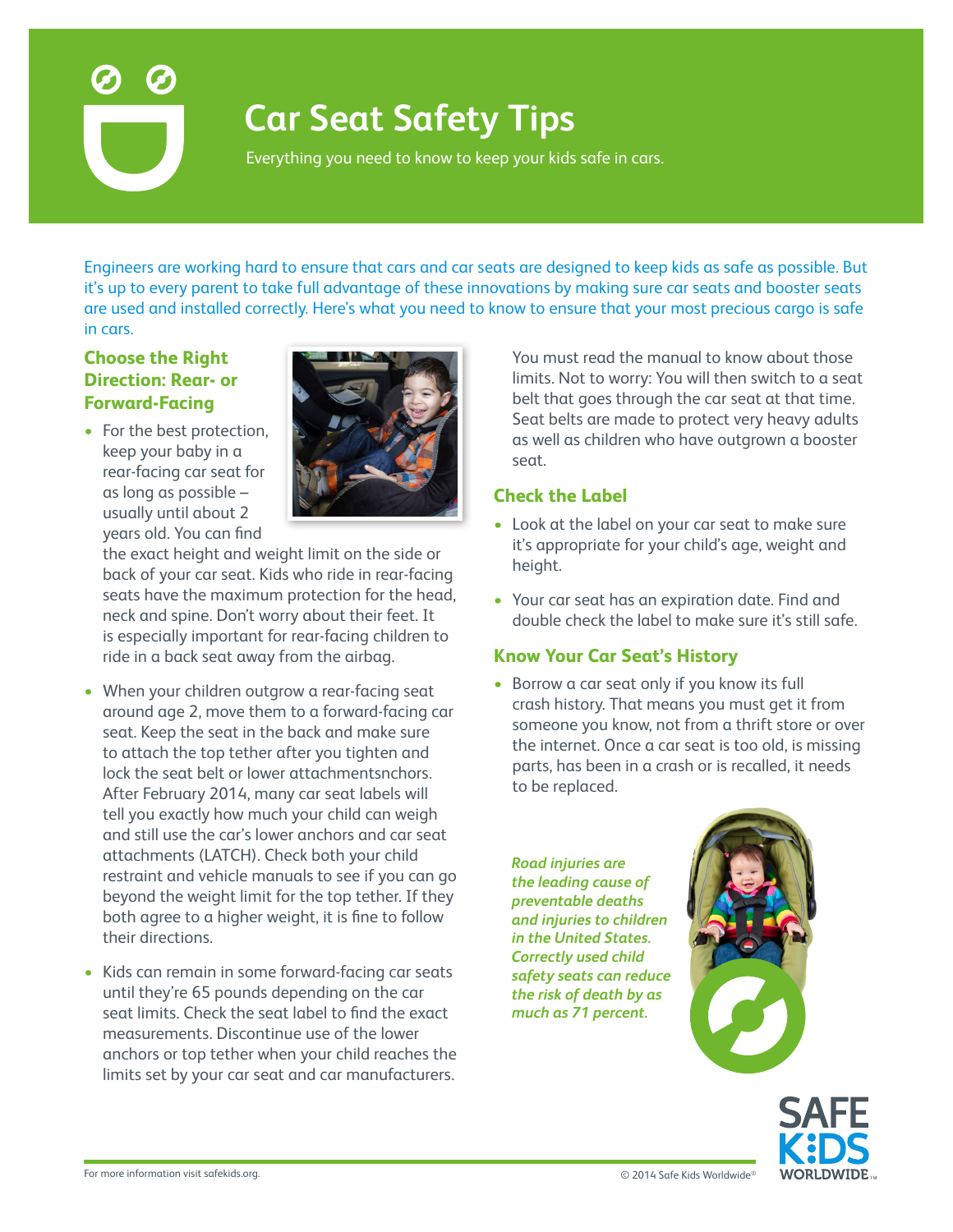# Car Seat Safety Tips

Everything you need to know to keep your kids safe in cars.

Engineers are working hard to ensure that cars and car seats are designed to keep kids as safe as possible. But it's up to every parent to take full advantage of these innovations by making sure car seats and booster seats are used and installed correctly. Here's what you need to know to ensure that your most precious cargo is safe in cars.

## Choose the Right Direction: Rear- or Forward-Facing

- For the best protection, keep your baby in a rear-facing car seat for as long as possible – usually until about 2 years old. You can find the exact height and weight limit on the side or back of your car seat. Kids who ride in rear-facing seats have the maximum protection for the head, neck and spine. Don't worry about their feet. It is especially important for rear-facing children to ride in a back seat away from the airbag.

- When your children outgrow a rear-facing seat around age 2, move them to a forward-facing car seat. Keep the seat in the back and make sure to attach the top tether after you tighten and lock the seat belt or lower attachmentsnchors. After February 2014, many car seat labels will tell you exactly how much your child can weigh and still use the car's lower anchors and car seat attachments (LATCH). Check both your child restraint and vehicle manuals to see if you can go beyond the weight limit for the top tether. If they both agree to a higher weight, it is fine to follow their directions.

- Kids can remain in some forward-facing car seats until they're 65 pounds depending on the car seat limits. Check the seat label to find the exact measurements. Discontinue use of the lower anchors or top tether when your child reaches the limits set by your car seat and car manufacturers. You must read the manual to know about those limits. Not to worry: You will then switch to a seat belt that goes through the car seat at that time. Seat belts are made to protect very heavy adults as well as children who have outgrown a booster seat.

## Check the Label

- Look at the label on your car seat to make sure it's appropriate for your child's age, weight and height.

- Your car seat has an expiration date. Find and double check the label to make sure it's still safe.

## Know Your Car Seat's History

- Borrow a car seat only if you know its full crash history. That means you must get it from someone you know, not from a thrift store or over the internet. Once a car seat is too old, is missing parts, has been in a crash or is recalled, it needs to be replaced.

***Road injuries are the leading cause of preventable deaths and injuries to children in the United States. Correctly used child safety seats can reduce the risk of death by as much as 71 percent.***

For more information visit safekids.org.

© 2014 Safe Kids Worldwide®

SAFE KIDS WORLDWIDE™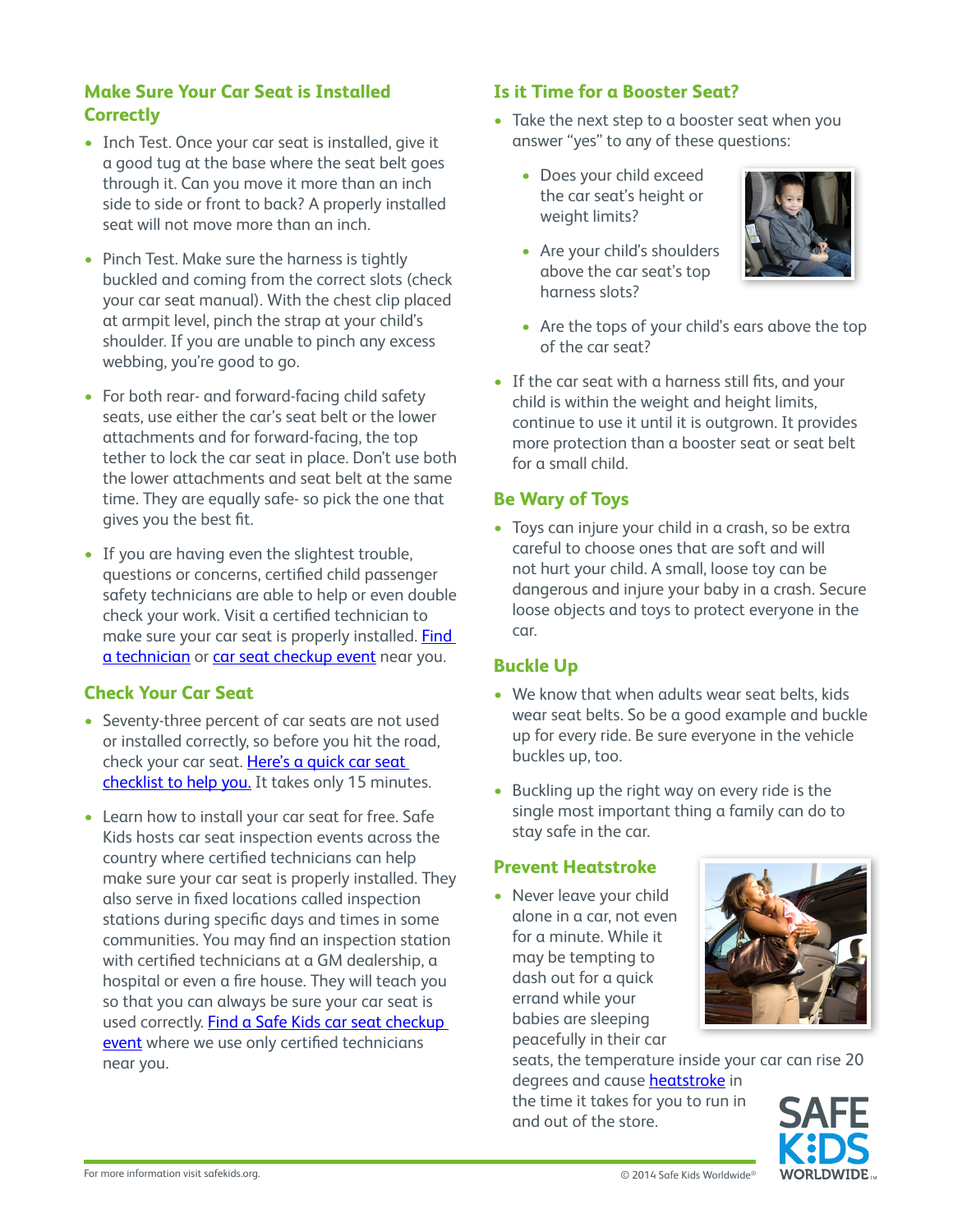## Make Sure Your Car Seat is Installed Correctly

- Inch Test. Once your car seat is installed, give it a good tug at the base where the seat belt goes through it. Can you move it more than an inch side to side or front to back? A properly installed seat will not move more than an inch.
- Pinch Test. Make sure the harness is tightly buckled and coming from the correct slots (check your car seat manual). With the chest clip placed at armpit level, pinch the strap at your child's shoulder. If you are unable to pinch any excess webbing, you're good to go.
- For both rear- and forward-facing child safety seats, use either the car's seat belt or the lower attachments and for forward-facing, the top tether to lock the car seat in place. Don't use both the lower attachments and seat belt at the same time. They are equally safe- so pick the one that gives you the best fit.
- If you are having even the slightest trouble, questions or concerns, certified child passenger safety technicians are able to help or even double check your work. Visit a certified technician to make sure your car seat is properly installed. Find a technician or car seat checkup event near you.

## Check Your Car Seat

- Seventy-three percent of car seats are not used or installed correctly, so before you hit the road, check your car seat. Here's a quick car seat checklist to help you. It takes only 15 minutes.
- Learn how to install your car seat for free. Safe Kids hosts car seat inspection events across the country where certified technicians can help make sure your car seat is properly installed. They also serve in fixed locations called inspection stations during specific days and times in some communities. You may find an inspection station with certified technicians at a GM dealership, a hospital or even a fire house. They will teach you so that you can always be sure your car seat is used correctly. Find a Safe Kids car seat checkup event where we use only certified technicians near you.

## Is it Time for a Booster Seat?

- Take the next step to a booster seat when you answer "yes" to any of these questions:
  - Does your child exceed the car seat's height or weight limits?
  - Are your child's shoulders above the car seat's top harness slots?
  - Are the tops of your child's ears above the top of the car seat?
- If the car seat with a harness still fits, and your child is within the weight and height limits, continue to use it until it is outgrown. It provides more protection than a booster seat or seat belt for a small child.

## Be Wary of Toys

- Toys can injure your child in a crash, so be extra careful to choose ones that are soft and will not hurt your child. A small, loose toy can be dangerous and injure your baby in a crash. Secure loose objects and toys to protect everyone in the car.

## Buckle Up

- We know that when adults wear seat belts, kids wear seat belts. So be a good example and buckle up for every ride. Be sure everyone in the vehicle buckles up, too.
- Buckling up the right way on every ride is the single most important thing a family can do to stay safe in the car.

## Prevent Heatstroke

- Never leave your child alone in a car, not even for a minute. While it may be tempting to dash out for a quick errand while your babies are sleeping peacefully in their car seats, the temperature inside your car can rise 20 degrees and cause heatstroke in the time it takes for you to run in and out of the store.

For more information visit safekids.org.

© 2014 Safe Kids Worldwide®

SAFE KIDS WORLDWIDE™